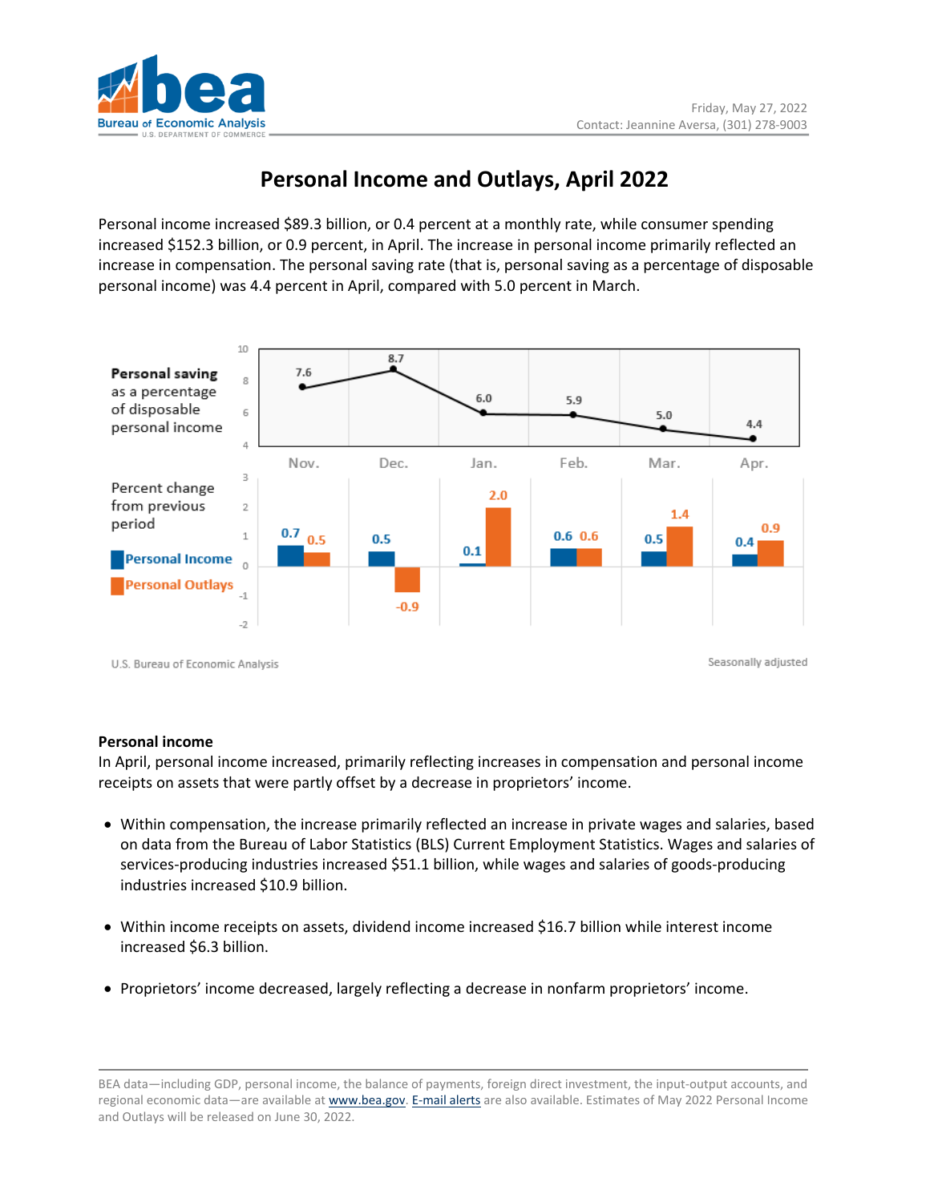Friday, May 27, 2022
Contact: Jeannine Aversa, (301) 278-9003

# Personal Income and Outlays, April 2022

Personal income increased $89.3 billion, or 0.4 percent at a monthly rate, while consumer spending increased $152.3 billion, or 0.9 percent, in April. The increase in personal income primarily reflected an increase in compensation. The personal saving rate (that is, personal saving as a percentage of disposable personal income) was 4.4 percent in April, compared with 5.0 percent in March.

**Personal saving** as a percentage of disposable personal income

| | Nov. | Dec. | Jan. | Feb. | Mar. | Apr. |
|---|---|---|---|---|---|---|
| Personal saving rate | 7.6 | 8.7 | 6.0 | 5.9 | 5.0 | 4.4 |

Percent change from previous period

| | Nov. | Dec. | Jan. | Feb. | Mar. | Apr. |
|---|---|---|---|---|---|---|
| Personal Income | 0.7 | 0.5 | 0.1 | 0.6 | 0.5 | 0.4 |
| Personal Outlays | 0.5 | -0.9 | 2.0 | 0.6 | 1.4 | 0.9 |

U.S. Bureau of Economic Analysis

Seasonally adjusted

**Personal income**

In April, personal income increased, primarily reflecting increases in compensation and personal income receipts on assets that were partly offset by a decrease in proprietors' income.

- Within compensation, the increase primarily reflected an increase in private wages and salaries, based on data from the Bureau of Labor Statistics (BLS) Current Employment Statistics. Wages and salaries of services-producing industries increased $51.1 billion, while wages and salaries of goods-producing industries increased $10.9 billion.
- Within income receipts on assets, dividend income increased $16.7 billion while interest income increased $6.3 billion.
- Proprietors' income decreased, largely reflecting a decrease in nonfarm proprietors' income.

BEA data—including GDP, personal income, the balance of payments, foreign direct investment, the input-output accounts, and regional economic data—are available at www.bea.gov. E-mail alerts are also available. Estimates of May 2022 Personal Income and Outlays will be released on June 30, 2022.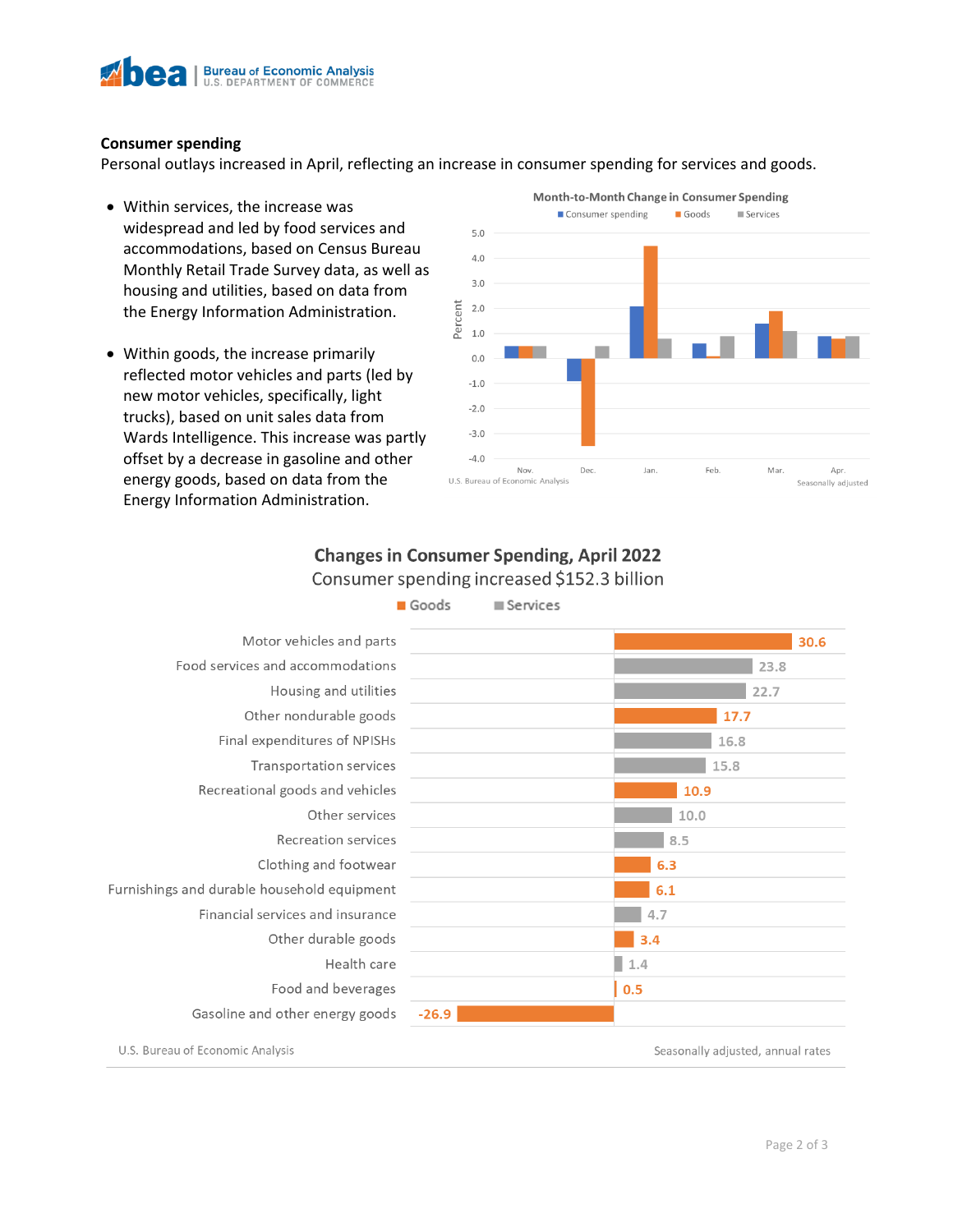**Consumer spending**

Personal outlays increased in April, reflecting an increase in consumer spending for services and goods.

- Within services, the increase was widespread and led by food services and accommodations, based on Census Bureau Monthly Retail Trade Survey data, as well as housing and utilities, based on data from the Energy Information Administration.

- Within goods, the increase primarily reflected motor vehicles and parts (led by new motor vehicles, specifically, light trucks), based on unit sales data from Wards Intelligence. This increase was partly offset by a decrease in gasoline and other energy goods, based on data from the Energy Information Administration.

**Month-to-Month Change in Consumer Spending**

Consumer spending | Goods | Services

Percent

Nov. Dec. Jan. Feb. Mar. Apr.

U.S. Bureau of Economic Analysis — Seasonally adjusted

**Changes in Consumer Spending, April 2022**

Consumer spending increased $152.3 billion

| Category | Type | Change |
|---|---|---|
| Motor vehicles and parts | Goods | 30.6 |
| Food services and accommodations | Services | 23.8 |
| Housing and utilities | Services | 22.7 |
| Other nondurable goods | Goods | 17.7 |
| Final expenditures of NPISHs | Services | 16.8 |
| Transportation services | Services | 15.8 |
| Recreational goods and vehicles | Goods | 10.9 |
| Other services | Services | 10.0 |
| Recreation services | Services | 8.5 |
| Clothing and footwear | Goods | 6.3 |
| Furnishings and durable household equipment | Goods | 6.1 |
| Financial services and insurance | Services | 4.7 |
| Other durable goods | Goods | 3.4 |
| Health care | Services | 1.4 |
| Food and beverages | Goods | 0.5 |
| Gasoline and other energy goods | Goods | -26.9 |

U.S. Bureau of Economic Analysis — Seasonally adjusted, annual rates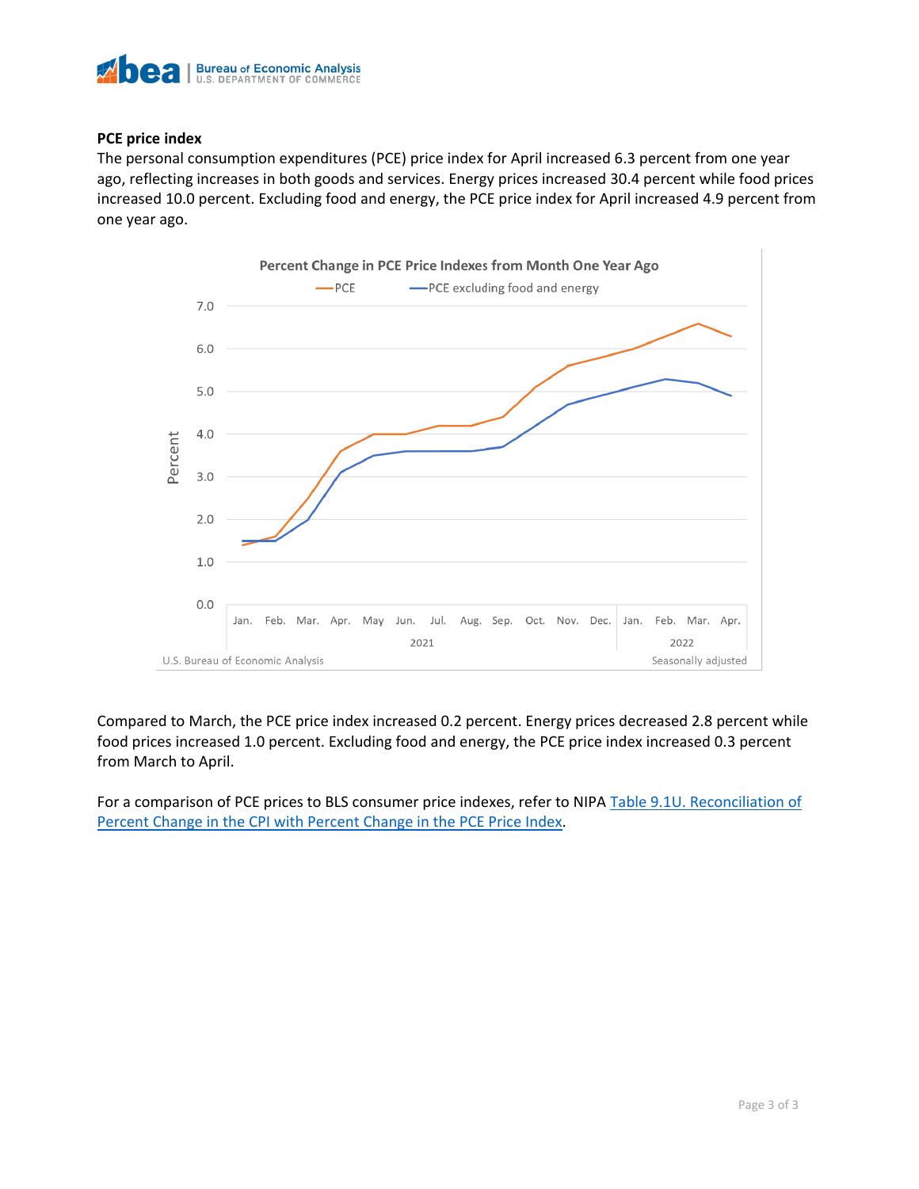### PCE price index

The personal consumption expenditures (PCE) price index for April increased 6.3 percent from one year ago, reflecting increases in both goods and services. Energy prices increased 30.4 percent while food prices increased 10.0 percent. Excluding food and energy, the PCE price index for April increased 4.9 percent from one year ago.

Percent Change in PCE Price Indexes from Month One Year Ago

PCE

PCE excluding food and energy

7.0
6.0
5.0
4.0
3.0
2.0
1.0
0.0

Percent

Jan. Feb. Mar. Apr. May Jun. Jul. Aug. Sep. Oct. Nov. Dec. Jan. Feb. Mar. Apr.

2021

2022

U.S. Bureau of Economic Analysis

Seasonally adjusted

Compared to March, the PCE price index increased 0.2 percent. Energy prices decreased 2.8 percent while food prices increased 1.0 percent. Excluding food and energy, the PCE price index increased 0.3 percent from March to April.

For a comparison of PCE prices to BLS consumer price indexes, refer to NIPA [Table 9.1U. Reconciliation of Percent Change in the CPI with Percent Change in the PCE Price Index](#).